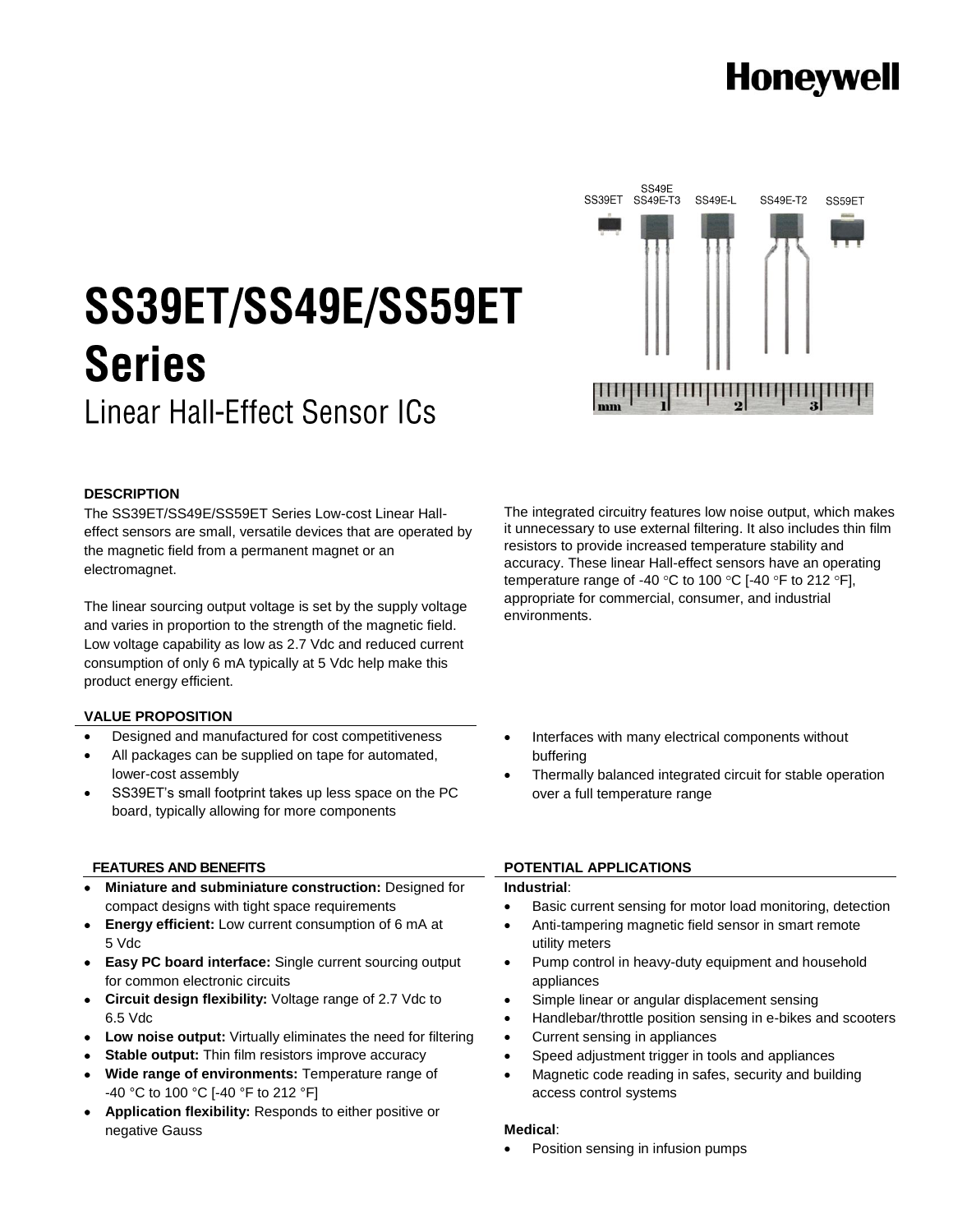Honeywell

# SS39ET/SS49E/SS59ET Series

## Linear Hall-Effect Sensor ICs

### DESCRIPTION

The SS39ET/SS49E/SS59ET Series Low-cost Linear Hall-effect sensors are small, versatile devices that are operated by the magnetic field from a permanent magnet or an electromagnet.

The linear sourcing output voltage is set by the supply voltage and varies in proportion to the strength of the magnetic field. Low voltage capability as low as 2.7 Vdc and reduced current consumption of only 6 mA typically at 5 Vdc help make this product energy efficient.

The integrated circuitry features low noise output, which makes it unnecessary to use external filtering. It also includes thin film resistors to provide increased temperature stability and accuracy. These linear Hall-effect sensors have an operating temperature range of -40 °C to 100 °C [-40 °F to 212 °F], appropriate for commercial, consumer, and industrial environments.

### VALUE PROPOSITION

- Designed and manufactured for cost competitiveness
- All packages can be supplied on tape for automated, lower-cost assembly
- SS39ET's small footprint takes up less space on the PC board, typically allowing for more components
- Interfaces with many electrical components without buffering
- Thermally balanced integrated circuit for stable operation over a full temperature range

### FEATURES AND BENEFITS

- **Miniature and subminiature construction:** Designed for compact designs with tight space requirements
- **Energy efficient:** Low current consumption of 6 mA at 5 Vdc
- **Easy PC board interface:** Single current sourcing output for common electronic circuits
- **Circuit design flexibility:** Voltage range of 2.7 Vdc to 6.5 Vdc
- **Low noise output:** Virtually eliminates the need for filtering
- **Stable output:** Thin film resistors improve accuracy
- **Wide range of environments:** Temperature range of -40 °C to 100 °C [-40 °F to 212 °F]
- **Application flexibility:** Responds to either positive or negative Gauss

### POTENTIAL APPLICATIONS

**Industrial**:

- Basic current sensing for motor load monitoring, detection
- Anti-tampering magnetic field sensor in smart remote utility meters
- Pump control in heavy-duty equipment and household appliances
- Simple linear or angular displacement sensing
- Handlebar/throttle position sensing in e-bikes and scooters
- Current sensing in appliances
- Speed adjustment trigger in tools and appliances
- Magnetic code reading in safes, security and building access control systems

**Medical**:

- Position sensing in infusion pumps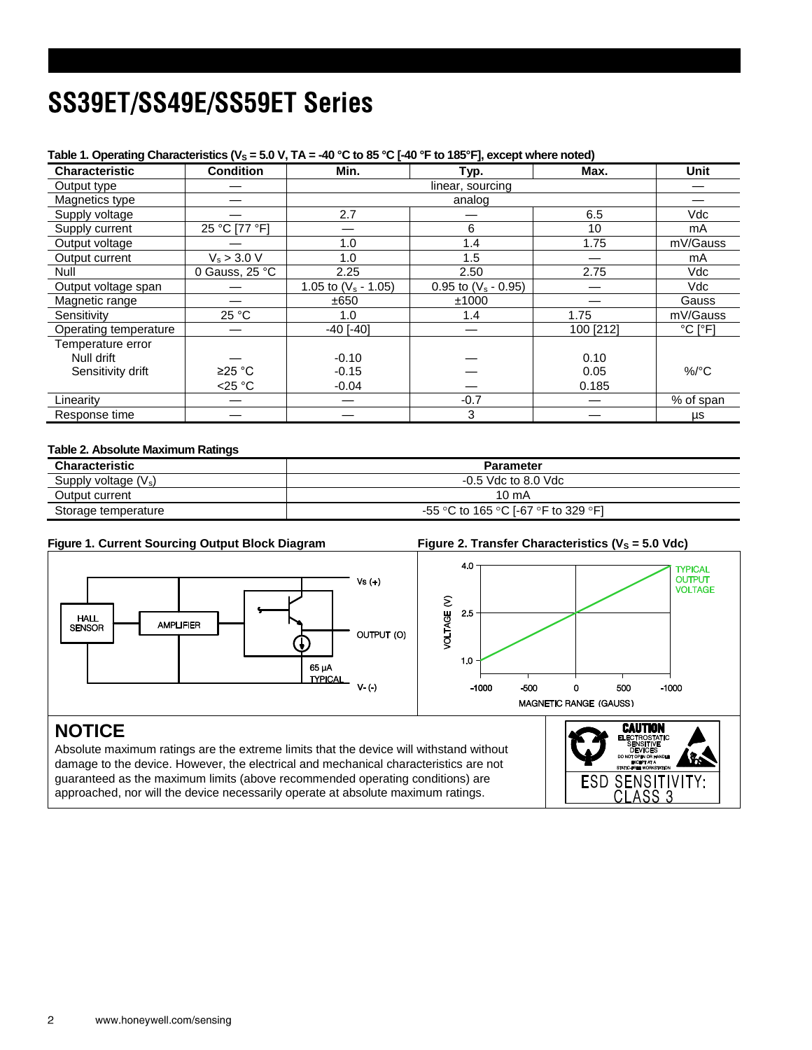# SS39ET/SS49E/SS59ET Series

**Table 1. Operating Characteristics ($V_S$ = 5.0 V, TA = -40 °C to 85 °C [-40 °F to 185°F], except where noted)**

| Characteristic | Condition | Min. | Typ. | Max. | Unit |
|---|---|---|---|---|---|
| Output type | — | linear, sourcing | | | — |
| Magnetics type | — | analog | | | — |
| Supply voltage | — | 2.7 | — | 6.5 | Vdc |
| Supply current | 25 °C [77 °F] | — | 6 | 10 | mA |
| Output voltage | — | 1.0 | 1.4 | 1.75 | mV/Gauss |
| Output current | $V_s$ > 3.0 V | 1.0 | 1.5 | — | mA |
| Null | 0 Gauss, 25 °C | 2.25 | 2.50 | 2.75 | Vdc |
| Output voltage span | — | 1.05 to ($V_s$ - 1.05) | 0.95 to ($V_s$ - 0.95) | — | Vdc |
| Magnetic range | — | ±650 | ±1000 | — | Gauss |
| Sensitivity | 25 °C | 1.0 | 1.4 | 1.75 | mV/Gauss |
| Operating temperature | — | -40 [-40] | — | 100 [212] | °C [°F] |
| Temperature error | | | | | |
| Null drift | — | -0.10 | — | 0.10 | |
| Sensitivity drift | ≥25 °C | -0.15 | — | 0.05 | %/°C |
| | <25 °C | -0.04 | — | 0.185 | |
| Linearity | — | — | -0.7 | — | % of span |
| Response time | — | — | 3 | — | µs |

**Table 2. Absolute Maximum Ratings**

| Characteristic | Parameter |
|---|---|
| Supply voltage ($V_s$) | -0.5 Vdc to 8.0 Vdc |
| Output current | 10 mA |
| Storage temperature | -55 °C to 165 °C [-67 °F to 329 °F] |

**Figure 1. Current Sourcing Output Block Diagram**

**Figure 2. Transfer Characteristics ($V_S$ = 5.0 Vdc)**

## NOTICE

Absolute maximum ratings are the extreme limits that the device will withstand without damage to the device. However, the electrical and mechanical characteristics are not guaranteed as the maximum limits (above recommended operating conditions) are approached, nor will the device necessarily operate at absolute maximum ratings.

CAUTION ELECTROSTATIC SENSITIVE DEVICES DO NOT OPEN OR HANDLE EXCEPT AT A STATIC-FREE WORKSTATION

ESD SENSITIVITY: CLASS 3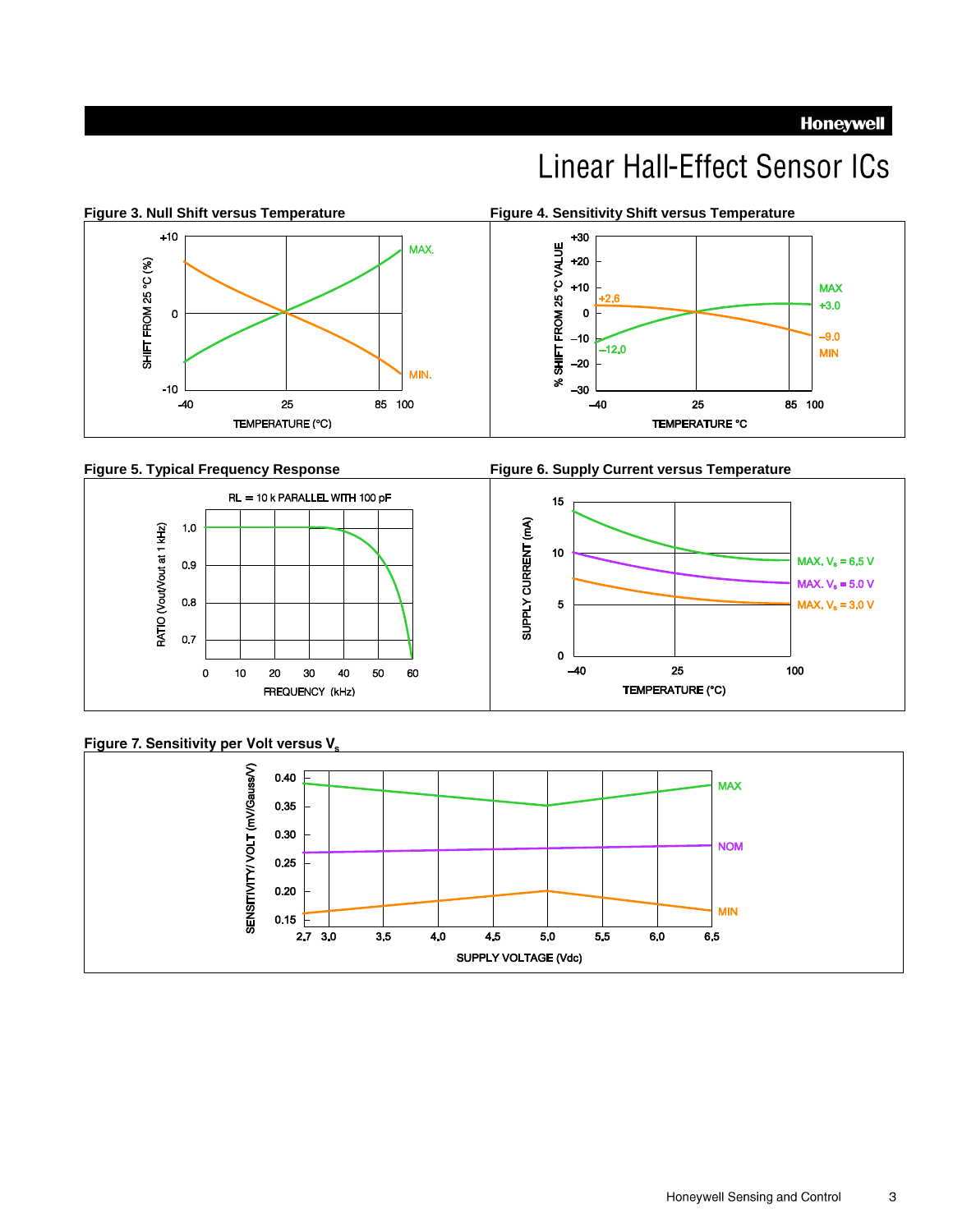# Linear Hall-Effect Sensor ICs

**Figure 3. Null Shift versus Temperature**

SHIFT FROM 25 °C (%)

+10, 0, -10

-40, 25, 85, 100

TEMPERATURE (°C)

MAX.

MIN.

**Figure 4. Sensitivity Shift versus Temperature**

% SHIFT FROM 25 °C VALUE

+30, +20, +10, 0, –10, –20, –30

–40, 25, 85, 100

TEMPERATURE °C

+2,6

–12,0

MAX +3.0

–9.0 MIN

**Figure 5. Typical Frequency Response**

RL = 10 k PARALLEL WITH 100 pF

RATIO (Vout/Vout at 1 kHz)

1.0, 0.9, 0.8, 0.7

0, 10, 20, 30, 40, 50, 60

FREQUENCY (kHz)

**Figure 6. Supply Current versus Temperature**

SUPPLY CURRENT (mA)

15, 10, 5, 0

–40, 25, 100

TEMPERATURE (°C)

MAX, $V_s$ = 6,5 V

MAX, $V_s$ = 5.0 V

MAX, $V_s$ = 3,0 V

**Figure 7. Sensitivity per Volt versus $V_s$**

SENSITIVITY/ VOLT (mV/Gauss/V)

0.40, 0.35, 0.30, 0.25, 0.20, 0.15

2,7, 3,0, 3,5, 4,0, 4,5, 5,0, 5,5, 6,0, 6,5

SUPPLY VOLTAGE (Vdc)

MAX

NOM

MIN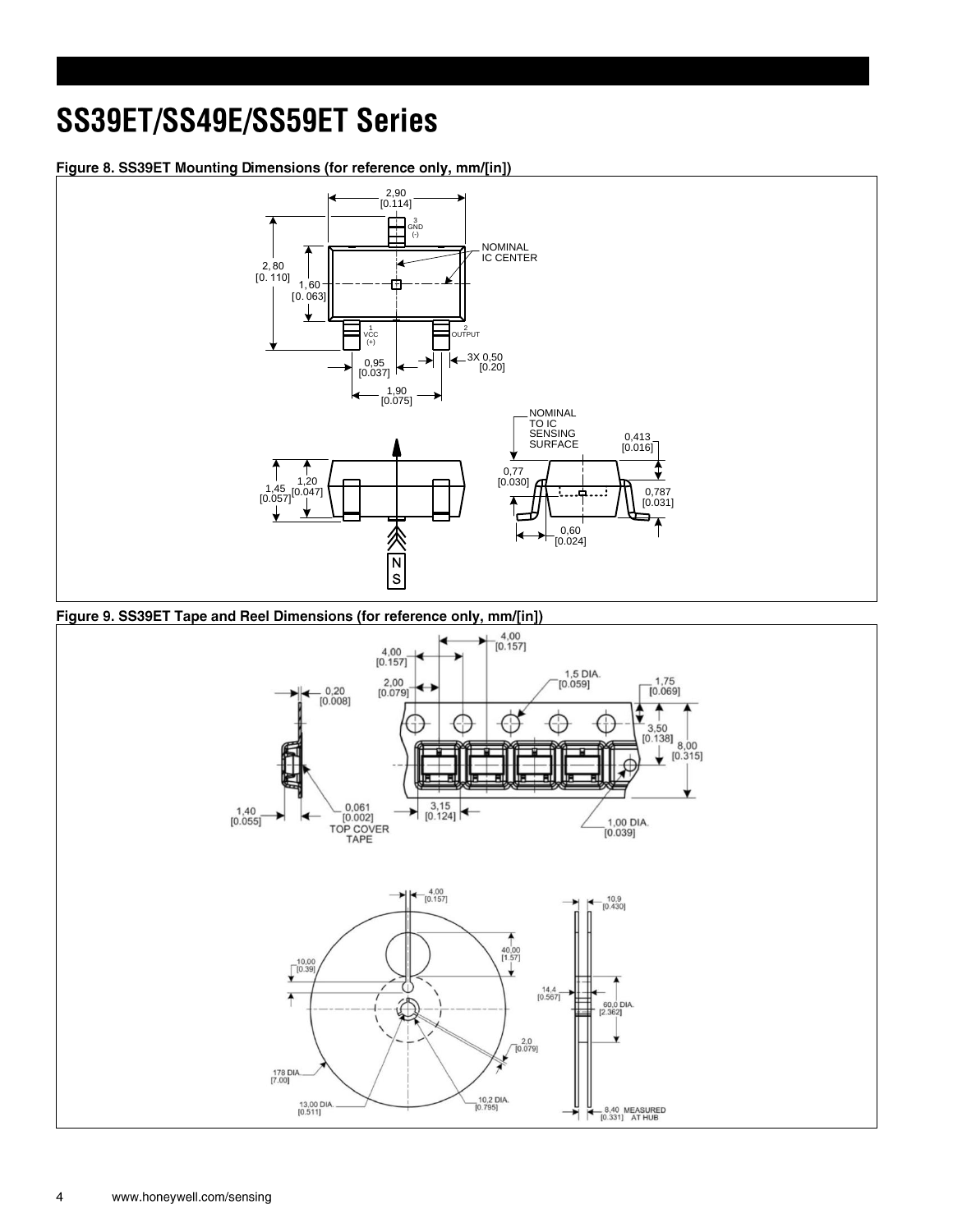# SS39ET/SS49E/SS59ET Series

**Figure 8. SS39ET Mounting Dimensions (for reference only, mm/[in])**

**Figure 9. SS39ET Tape and Reel Dimensions (for reference only, mm/[in])**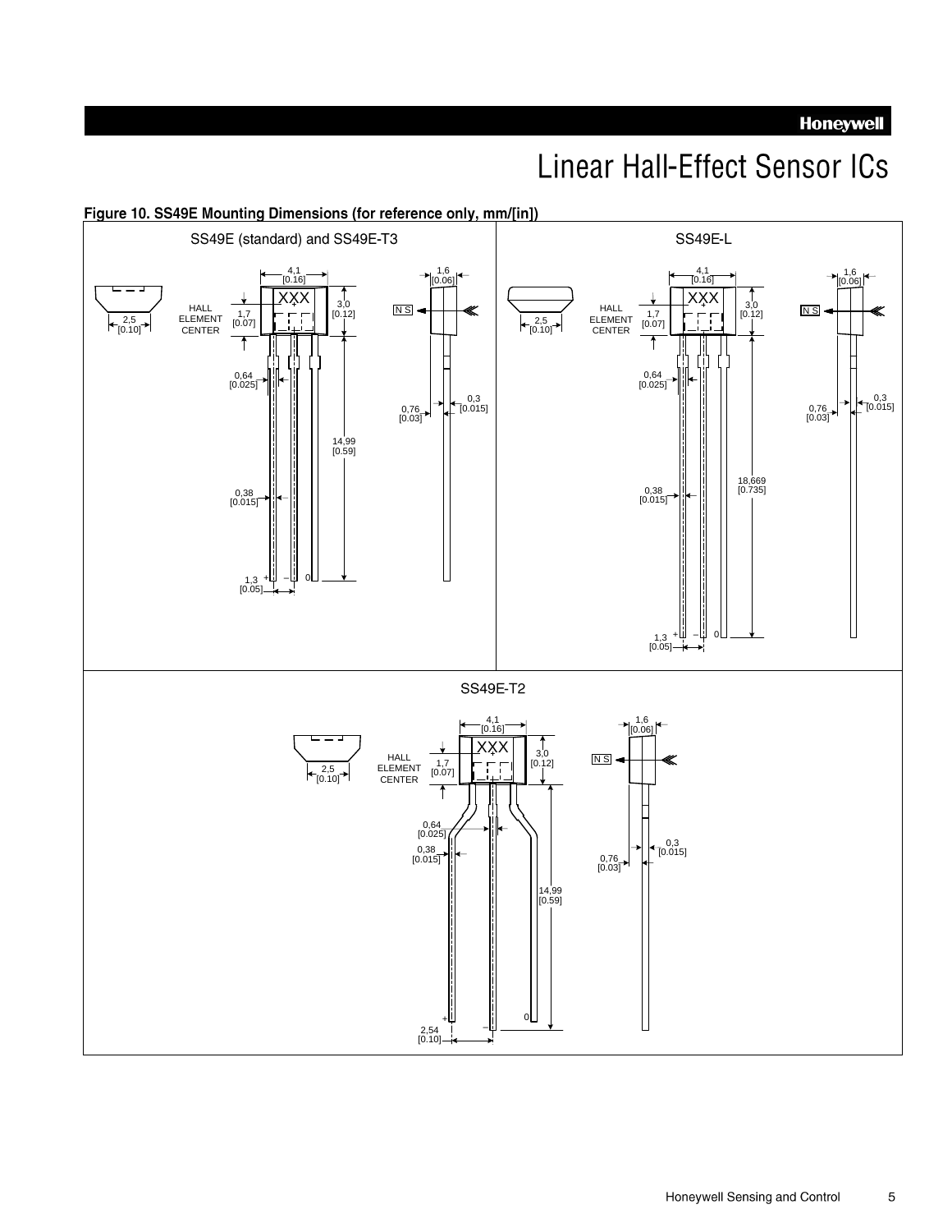# Linear Hall-Effect Sensor ICs

**Figure 10. SS49E Mounting Dimensions (for reference only, mm/[in])**

SS49E (standard) and SS49E-T3

4,1 [0.16]; 1,6 [0.06]; 3,0 [0.12]; 1,7 [0.07] HALL ELEMENT CENTER; 2,5 [0.10]; 0,64 [0.025]; 0,3 [0.015]; 0,76 [0.03]; 14,99 [0.59]; 0,38 [0.015]; 1,3 [0.05]; N S; XXX; + – 0

SS49E-L

4,1 [0.16]; 1,6 [0.06]; 3,0 [0.12]; 1,7 [0.07] HALL ELEMENT CENTER; 2,5 [0.10]; 0,64 [0.025]; 0,3 [0.015]; 0,76 [0.03]; 18,669 [0.735]; 0,38 [0.015]; 1,3 [0.05]; N S; XXX; + – 0

SS49E-T2

4,1 [0.16]; 1,6 [0.06]; 3,0 [0.12]; 1,7 [0.07] HALL ELEMENT CENTER; 2,5 [0.10]; 0,64 [0.025]; 0,38 [0.015]; 0,3 [0.015]; 0,76 [0.03]; 14,99 [0.59]; 2,54 [0.10]; N S; XXX; + – 0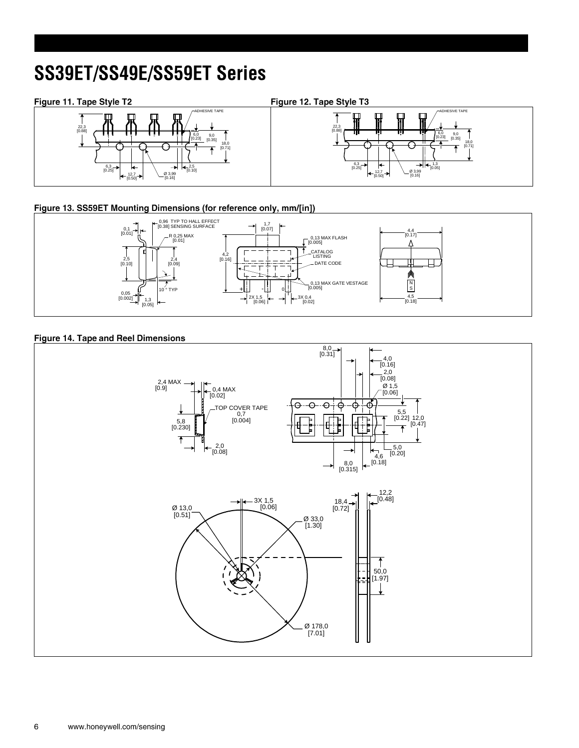# SS39ET/SS49E/SS59ET Series

**Figure 11. Tape Style T2**

ADHESIVE TAPE

22,3 [0.88]

6,0 [0.23]

9,0 [0.35]

18,0 [0.71]

6,3 [0.25]

12,7 [0.50]

Ø 3,99 [0.16]

2,5 [0.10]

**Figure 12. Tape Style T3**

ADHESIVE TAPE

22,3 [0.88]

6,0 [0.23]

9,0 [0.35]

18,0 [0.71]

6,3 [0.25]

12,7 [0.50]

Ø 3,99 [0.16]

1,3 [0.05]

**Figure 13. SS59ET Mounting Dimensions (for reference only, mm/[in])**

0,1 [0.01]

0,96 TYP TO HALL EFFECT [0.38] SENSING SURFACE

R 0,25 MAX [0.01]

2,5 [0.10]

2,4 [0.09]

10 ° TYP

0,05 [0.002]

1,3 [0.05]

1,7 [0.07]

0,13 MAX FLASH [0.005]

4,2 [0.16]

CATALOG LISTING

DATE CODE

0,13 MAX GATE VESTAGE [0.005]

\+ - 0

2X 1,5 [0.06]

3X 0,4 [0.02]

4,4 [0.17]

N S

4,5 [0.18]

**Figure 14. Tape and Reel Dimensions**

8,0 [0.31]

4,0 [0.16]

2,0 [0.08]

Ø 1,5 [0.06]

2,4 MAX [0.9]

0,4 MAX [0.02]

TOP COVER TAPE 0,7 [0.004]

5,8 [0.230]

2,0 [0.08]

5,5 [0.22]

12,0 [0.47]

5,0 [0.20]

4,6 [0.18]

8,0 [0.315]

3X 1,5 [0.06]

Ø 13,0 [0.51]

Ø 33,0 [1.30]

Ø 178,0 [7.01]

18,4 [0.72]

12,2 [0.48]

50,0 [1.97]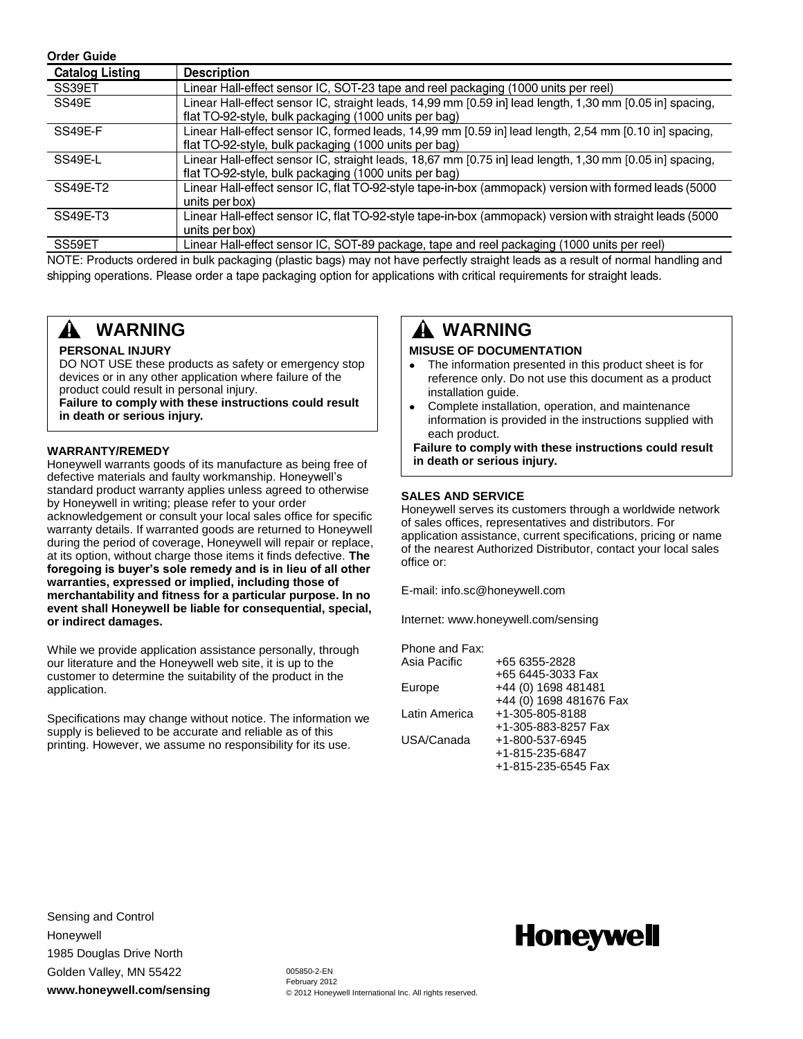**Order Guide**

| Catalog Listing | Description |
|---|---|
| SS39ET | Linear Hall-effect sensor IC, SOT-23 tape and reel packaging (1000 units per reel) |
| SS49E | Linear Hall-effect sensor IC, straight leads, 14,99 mm [0.59 in] lead length, 1,30 mm [0.05 in] spacing, flat TO-92-style, bulk packaging (1000 units per bag) |
| SS49E-F | Linear Hall-effect sensor IC, formed leads, 14,99 mm [0.59 in] lead length, 2,54 mm [0.10 in] spacing, flat TO-92-style, bulk packaging (1000 units per bag) |
| SS49E-L | Linear Hall-effect sensor IC, straight leads, 18,67 mm [0.75 in] lead length, 1,30 mm [0.05 in] spacing, flat TO-92-style, bulk packaging (1000 units per bag) |
| SS49E-T2 | Linear Hall-effect sensor IC, flat TO-92-style tape-in-box (ammopack) version with formed leads (5000 units per box) |
| SS49E-T3 | Linear Hall-effect sensor IC, flat TO-92-style tape-in-box (ammopack) version with straight leads (5000 units per box) |
| SS59ET | Linear Hall-effect sensor IC, SOT-89 package, tape and reel packaging (1000 units per reel) |

NOTE: Products ordered in bulk packaging (plastic bags) may not have perfectly straight leads as a result of normal handling and shipping operations. Please order a tape packaging option for applications with critical requirements for straight leads.

## ⚠ WARNING

**PERSONAL INJURY**

DO NOT USE these products as safety or emergency stop devices or in any other application where failure of the product could result in personal injury.

**Failure to comply with these instructions could result in death or serious injury.**

**WARRANTY/REMEDY**

Honeywell warrants goods of its manufacture as being free of defective materials and faulty workmanship. Honeywell's standard product warranty applies unless agreed to otherwise by Honeywell in writing; please refer to your order acknowledgement or consult your local sales office for specific warranty details. If warranted goods are returned to Honeywell during the period of coverage, Honeywell will repair or replace, at its option, without charge those items it finds defective. **The foregoing is buyer's sole remedy and is in lieu of all other warranties, expressed or implied, including those of merchantability and fitness for a particular purpose. In no event shall Honeywell be liable for consequential, special, or indirect damages.**

While we provide application assistance personally, through our literature and the Honeywell web site, it is up to the customer to determine the suitability of the product in the application.

Specifications may change without notice. The information we supply is believed to be accurate and reliable as of this printing. However, we assume no responsibility for its use.

## ⚠ WARNING

**MISUSE OF DOCUMENTATION**

- The information presented in this product sheet is for reference only. Do not use this document as a product installation guide.
- Complete installation, operation, and maintenance information is provided in the instructions supplied with each product.

**Failure to comply with these instructions could result in death or serious injury.**

**SALES AND SERVICE**

Honeywell serves its customers through a worldwide network of sales offices, representatives and distributors. For application assistance, current specifications, pricing or name of the nearest Authorized Distributor, contact your local sales office or:

E-mail: info.sc@honeywell.com

Internet: www.honeywell.com/sensing

Phone and Fax:

| | |
|---|---|
| Asia Pacific | +65 6355-2828 |
| | +65 6445-3033 Fax |
| Europe | +44 (0) 1698 481481 |
| | +44 (0) 1698 481676 Fax |
| Latin America | +1-305-805-8188 |
| | +1-305-883-8257 Fax |
| USA/Canada | +1-800-537-6945 |
| | +1-815-235-6847 |
| | +1-815-235-6545 Fax |

Sensing and Control
Honeywell
1985 Douglas Drive North
Golden Valley, MN 55422
**www.honeywell.com/sensing**

005850-2-EN
February 2012
© 2012 Honeywell International Inc. All rights reserved.

**Honeywell**